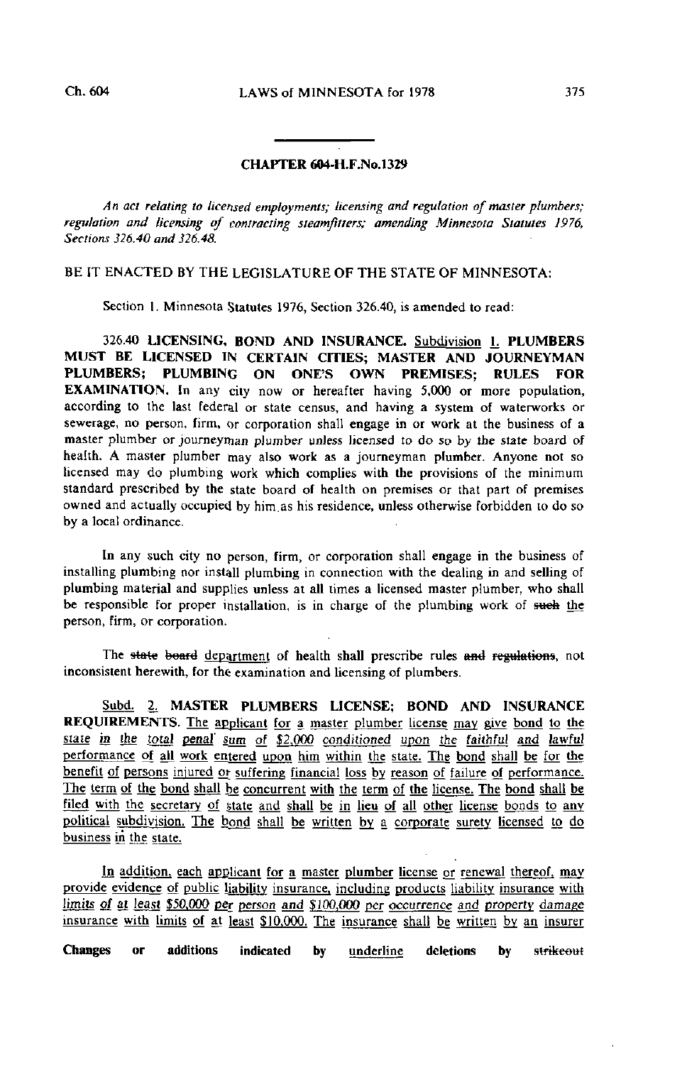## CHAPTER 604-H.F.No.1329

*An act relating to licensed employments; licensing and regulation of master plumbers; regulation and licensing of contracting steamfitters; amending Minnesota Statutes 1976, Sections 326.40 and 326.48.*

BE IT ENACTED BY THE LEGISLATURE OF THE STATE OF MINNESOTA:

Section 1. Minnesota Statutes 1976, Section 326.40, is amended to read:

326.40 **LICENSING, BOND AND INSURANCE.** Subdivision 1. **PLUMBERS MUST BE LICENSED IN CERTAIN CITIES; MASTER AND JOURNEYMAN PLUMBERS; PLUMBING ON ONE'S OWN PREMISES; RULES FOR EXAMINATION.** In any city now or hereafter having 5,000 or more population, according to the last federal or state census, and having a system of waterworks or sewerage, no person, firm, or corporation shall engage in or work at the business of a master plumber or journeyman plumber unless licensed to do so by the state board of health. A master plumber may also work as a journeyman plumber. Anyone not so licensed may do plumbing work which complies with the provisions of the minimum standard prescribed by the state board of health on premises or that part of premises owned and actually occupied by him as his residence, unless otherwise forbidden to do so by a local ordinance.

In any such city no person, firm, or corporation shall engage in the business of installing plumbing nor install plumbing in connection with the dealing in and selling of plumbing material and supplies unless at all times a licensed master plumber, who shall be responsible for proper installation, is in charge of the plumbing work of ~~such~~ the person, firm, or corporation.

The ~~state board~~ department of health shall prescribe rules ~~and regulations~~, not inconsistent herewith, for the examination and licensing of plumbers.

Subd. 2. **MASTER PLUMBERS LICENSE; BOND AND INSURANCE REQUIREMENTS.** The applicant for a master plumber license may give bond to the state in the total penal sum of $2,000 conditioned upon the faithful and lawful performance of all work entered upon him within the state. The bond shall be for the benefit of persons injured or suffering financial loss by reason of failure of performance. The term of the bond shall be concurrent with the term of the license. The bond shall be filed with the secretary of state and shall be in lieu of all other license bonds to any political subdivision. The bond shall be written by a corporate surety licensed to do business in the state.

In addition, each applicant for a master plumber license or renewal thereof, may provide evidence of public liability insurance, including products liability insurance with limits of at least $50,000 per person and $100,000 per occurrence and property damage insurance with limits of at least $10,000. The insurance shall be written by an insurer

Changes or additions indicated by underline deletions by ~~strikeout~~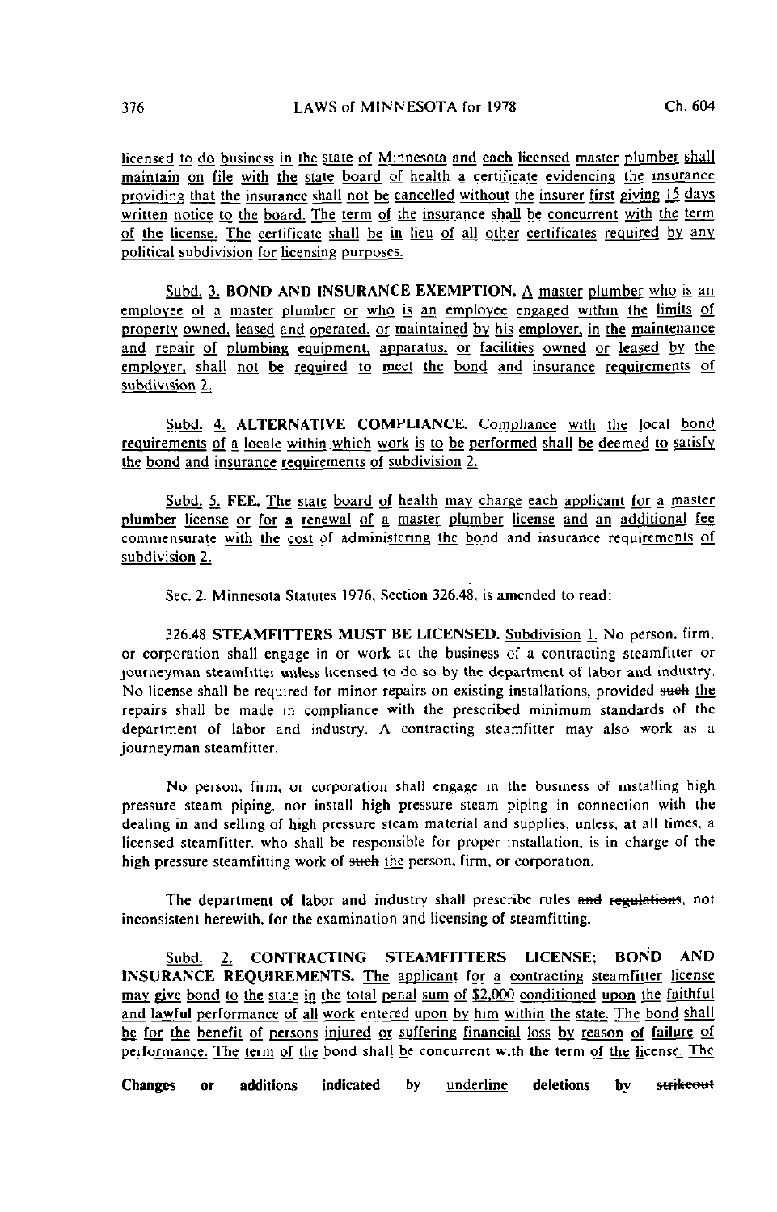licensed to do business in the state of Minnesota and each licensed master plumber shall maintain on file with the state board of health a certificate evidencing the insurance providing that the insurance shall not be cancelled without the insurer first giving 15 days written notice to the board. The term of the insurance shall be concurrent with the term of the license. The certificate shall be in lieu of all other certificates required by any political subdivision for licensing purposes.

Subd. 3. **BOND AND INSURANCE EXEMPTION.** A master plumber who is an employee of a master plumber or who is an employee engaged within the limits of property owned, leased and operated, or maintained by his employer, in the maintenance and repair of plumbing equipment, apparatus, or facilities owned or leased by the employer, shall not be required to meet the bond and insurance requirements of subdivision 2.

Subd. 4. **ALTERNATIVE COMPLIANCE.** Compliance with the local bond requirements of a locale within which work is to be performed shall be deemed to satisfy the bond and insurance requirements of subdivision 2.

Subd. 5. **FEE.** The state board of health may charge each applicant for a master plumber license or for a renewal of a master plumber license and an additional fee commensurate with the cost of administering the bond and insurance requirements of subdivision 2.

Sec. 2. Minnesota Statutes 1976, Section 326.48, is amended to read:

326.48 **STEAMFITTERS MUST BE LICENSED.** Subdivision 1. No person, firm, or corporation shall engage in or work at the business of a contracting steamfitter or journeyman steamfitter unless licensed to do so by the department of labor and industry. No license shall be required for minor repairs on existing installations, provided such the repairs shall be made in compliance with the prescribed minimum standards of the department of labor and industry. A contracting steamfitter may also work as a journeyman steamfitter.

No person, firm, or corporation shall engage in the business of installing high pressure steam piping, nor install high pressure steam piping in connection with the dealing in and selling of high pressure steam material and supplies, unless, at all times, a licensed steamfitter, who shall be responsible for proper installation, is in charge of the high pressure steamfitting work of such the person, firm, or corporation.

The department of labor and industry shall prescribe rules and regulations, not inconsistent herewith, for the examination and licensing of steamfitting.

Subd. 2. **CONTRACTING STEAMFITTERS LICENSE; BOND AND INSURANCE REQUIREMENTS.** The applicant for a contracting steamfitter license may give bond to the state in the total penal sum of $2,000 conditioned upon the faithful and lawful performance of all work entered upon by him within the state. The bond shall be for the benefit of persons injured or suffering financial loss by reason of failure of performance. The term of the bond shall be concurrent with the term of the license. The

Changes or additions indicated by underline deletions by strikeout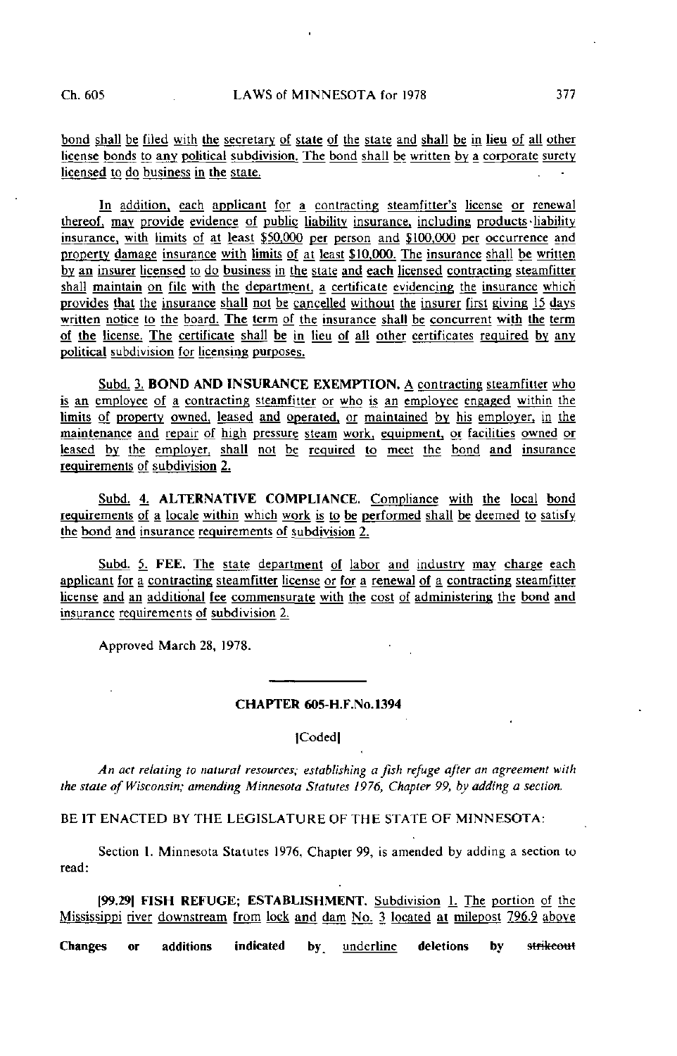bond shall be filed with the secretary of state of the state and shall be in lieu of all other license bonds to any political subdivision. The bond shall be written by a corporate surety licensed to do business in the state.

In addition, each applicant for a contracting steamfitter's license or renewal thereof, may provide evidence of public liability insurance, including products-liability insurance, with limits of at least $50,000 per person and $100,000 per occurrence and property damage insurance with limits of at least $10,000. The insurance shall be written by an insurer licensed to do business in the state and each licensed contracting steamfitter shall maintain on file with the department, a certificate evidencing the insurance which provides that the insurance shall not be cancelled without the insurer first giving 15 days written notice to the board. The term of the insurance shall be concurrent with the term of the license. The certificate shall be in lieu of all other certificates required by any political subdivision for licensing purposes.

Subd. 3. **BOND AND INSURANCE EXEMPTION.** A contracting steamfitter who is an employee of a contracting steamfitter or who is an employee engaged within the limits of property owned, leased and operated, or maintained by his employer, in the maintenance and repair of high pressure steam work, equipment, or facilities owned or leased by the employer, shall not be required to meet the bond and insurance requirements of subdivision 2.

Subd. 4. **ALTERNATIVE COMPLIANCE.** Compliance with the local bond requirements of a locale within which work is to be performed shall be deemed to satisfy the bond and insurance requirements of subdivision 2.

Subd. 5. **FEE.** The state department of labor and industry may charge each applicant for a contracting steamfitter license or for a renewal of a contracting steamfitter license and an additional fee commensurate with the cost of administering the bond and insurance requirements of subdivision 2.

Approved March 28, 1978.

## CHAPTER 605-H.F.No.1394

[Coded]

*An act relating to natural resources; establishing a fish refuge after an agreement with the state of Wisconsin; amending Minnesota Statutes 1976, Chapter 99, by adding a section.*

BE IT ENACTED BY THE LEGISLATURE OF THE STATE OF MINNESOTA:

Section 1. Minnesota Statutes 1976, Chapter 99, is amended by adding a section to read:

[99.29] **FISH REFUGE; ESTABLISHMENT.** Subdivision 1. The portion of the Mississippi river downstream from lock and dam No. 3 located at milepost 796.9 above

Changes or additions indicated by underline deletions by ~~strikeout~~